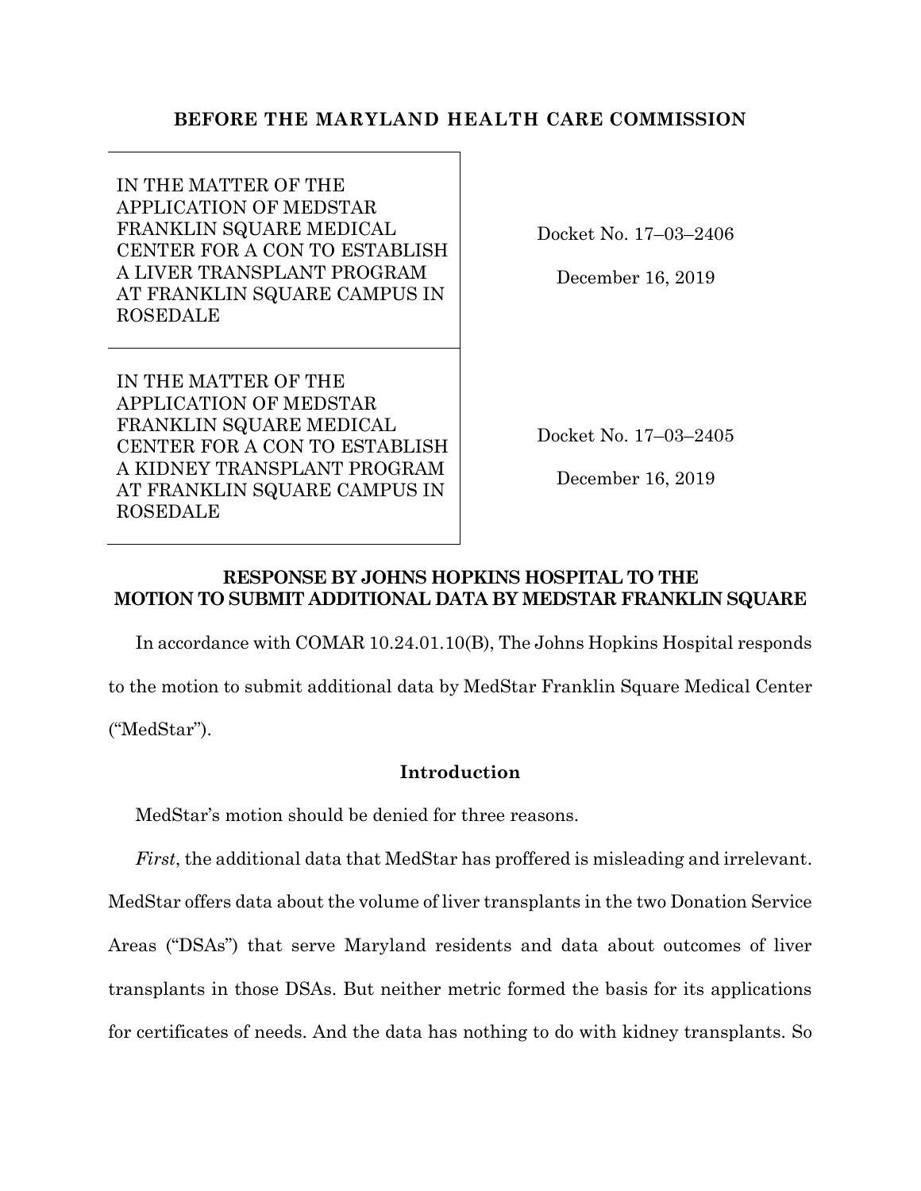**BEFORE THE MARYLAND HEALTH CARE COMMISSION**

| | |
|---|---|
| IN THE MATTER OF THE APPLICATION OF MEDSTAR FRANKLIN SQUARE MEDICAL CENTER FOR A CON TO ESTABLISH A LIVER TRANSPLANT PROGRAM AT FRANKLIN SQUARE CAMPUS IN ROSEDALE | Docket No. 17–03–2406<br><br>December 16, 2019 |
| IN THE MATTER OF THE APPLICATION OF MEDSTAR FRANKLIN SQUARE MEDICAL CENTER FOR A CON TO ESTABLISH A KIDNEY TRANSPLANT PROGRAM AT FRANKLIN SQUARE CAMPUS IN ROSEDALE | Docket No. 17–03–2405<br><br>December 16, 2019 |

**RESPONSE BY JOHNS HOPKINS HOSPITAL TO THE MOTION TO SUBMIT ADDITIONAL DATA BY MEDSTAR FRANKLIN SQUARE**

In accordance with COMAR 10.24.01.10(B), The Johns Hopkins Hospital responds to the motion to submit additional data by MedStar Franklin Square Medical Center ("MedStar").

## Introduction

MedStar's motion should be denied for three reasons.

*First*, the additional data that MedStar has proffered is misleading and irrelevant. MedStar offers data about the volume of liver transplants in the two Donation Service Areas ("DSAs") that serve Maryland residents and data about outcomes of liver transplants in those DSAs. But neither metric formed the basis for its applications for certificates of needs. And the data has nothing to do with kidney transplants. So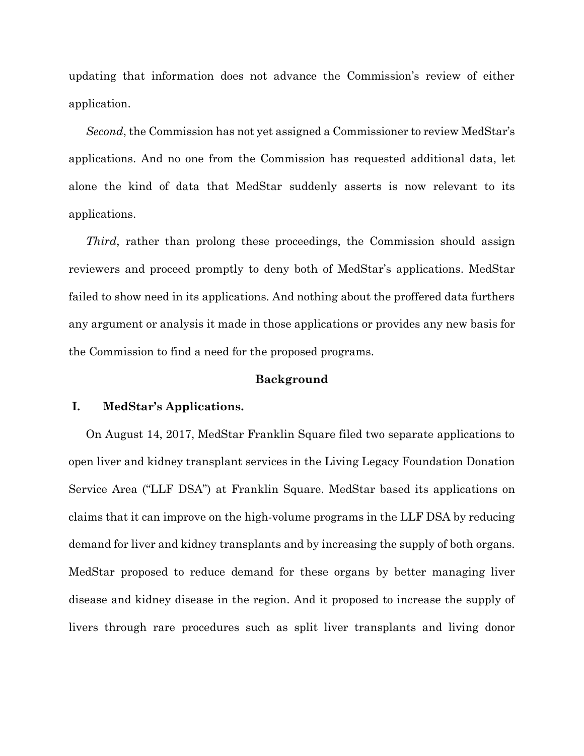updating that information does not advance the Commission's review of either application.

*Second*, the Commission has not yet assigned a Commissioner to review MedStar's applications. And no one from the Commission has requested additional data, let alone the kind of data that MedStar suddenly asserts is now relevant to its applications.

*Third*, rather than prolong these proceedings, the Commission should assign reviewers and proceed promptly to deny both of MedStar's applications. MedStar failed to show need in its applications. And nothing about the proffered data furthers any argument or analysis it made in those applications or provides any new basis for the Commission to find a need for the proposed programs.

## Background

### I. MedStar's Applications.

On August 14, 2017, MedStar Franklin Square filed two separate applications to open liver and kidney transplant services in the Living Legacy Foundation Donation Service Area ("LLF DSA") at Franklin Square. MedStar based its applications on claims that it can improve on the high-volume programs in the LLF DSA by reducing demand for liver and kidney transplants and by increasing the supply of both organs. MedStar proposed to reduce demand for these organs by better managing liver disease and kidney disease in the region. And it proposed to increase the supply of livers through rare procedures such as split liver transplants and living donor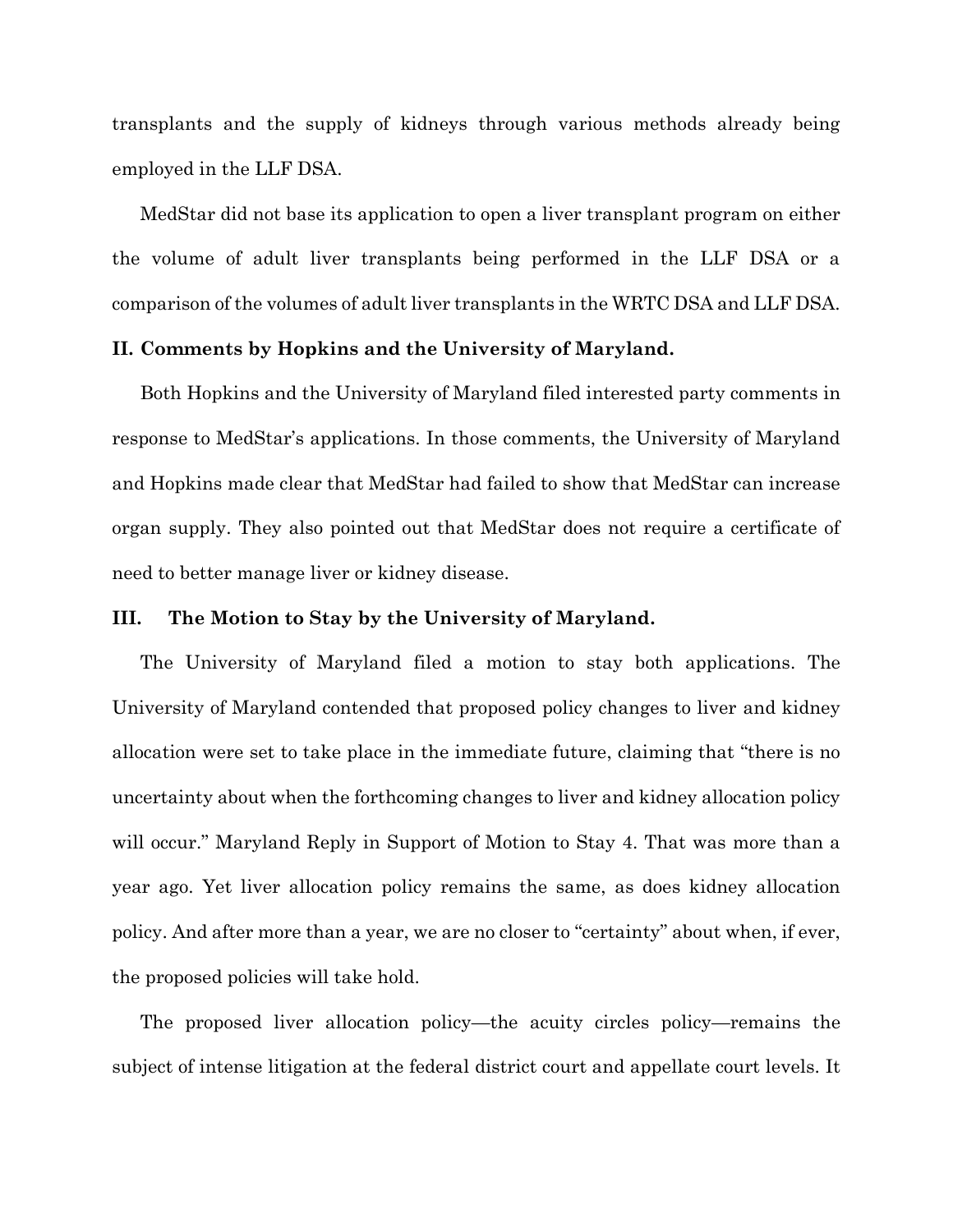transplants and the supply of kidneys through various methods already being employed in the LLF DSA.

MedStar did not base its application to open a liver transplant program on either the volume of adult liver transplants being performed in the LLF DSA or a comparison of the volumes of adult liver transplants in the WRTC DSA and LLF DSA.

## II. Comments by Hopkins and the University of Maryland.

Both Hopkins and the University of Maryland filed interested party comments in response to MedStar's applications. In those comments, the University of Maryland and Hopkins made clear that MedStar had failed to show that MedStar can increase organ supply. They also pointed out that MedStar does not require a certificate of need to better manage liver or kidney disease.

## III. The Motion to Stay by the University of Maryland.

The University of Maryland filed a motion to stay both applications. The University of Maryland contended that proposed policy changes to liver and kidney allocation were set to take place in the immediate future, claiming that "there is no uncertainty about when the forthcoming changes to liver and kidney allocation policy will occur." Maryland Reply in Support of Motion to Stay 4. That was more than a year ago. Yet liver allocation policy remains the same, as does kidney allocation policy. And after more than a year, we are no closer to "certainty" about when, if ever, the proposed policies will take hold.

The proposed liver allocation policy—the acuity circles policy—remains the subject of intense litigation at the federal district court and appellate court levels. It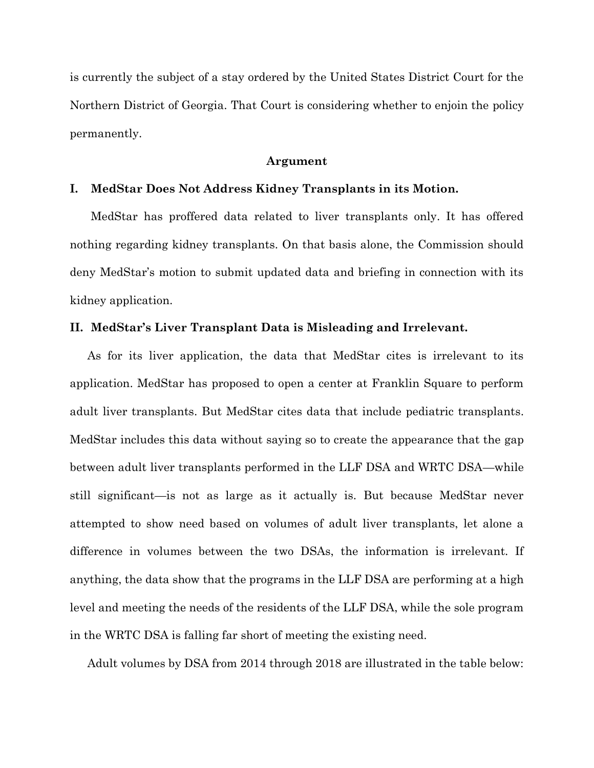is currently the subject of a stay ordered by the United States District Court for the Northern District of Georgia. That Court is considering whether to enjoin the policy permanently.

**Argument**

**I. MedStar Does Not Address Kidney Transplants in its Motion.**

MedStar has proffered data related to liver transplants only. It has offered nothing regarding kidney transplants. On that basis alone, the Commission should deny MedStar's motion to submit updated data and briefing in connection with its kidney application.

**II. MedStar's Liver Transplant Data is Misleading and Irrelevant.**

As for its liver application, the data that MedStar cites is irrelevant to its application. MedStar has proposed to open a center at Franklin Square to perform adult liver transplants. But MedStar cites data that include pediatric transplants. MedStar includes this data without saying so to create the appearance that the gap between adult liver transplants performed in the LLF DSA and WRTC DSA—while still significant—is not as large as it actually is. But because MedStar never attempted to show need based on volumes of adult liver transplants, let alone a difference in volumes between the two DSAs, the information is irrelevant. If anything, the data show that the programs in the LLF DSA are performing at a high level and meeting the needs of the residents of the LLF DSA, while the sole program in the WRTC DSA is falling far short of meeting the existing need.

Adult volumes by DSA from 2014 through 2018 are illustrated in the table below: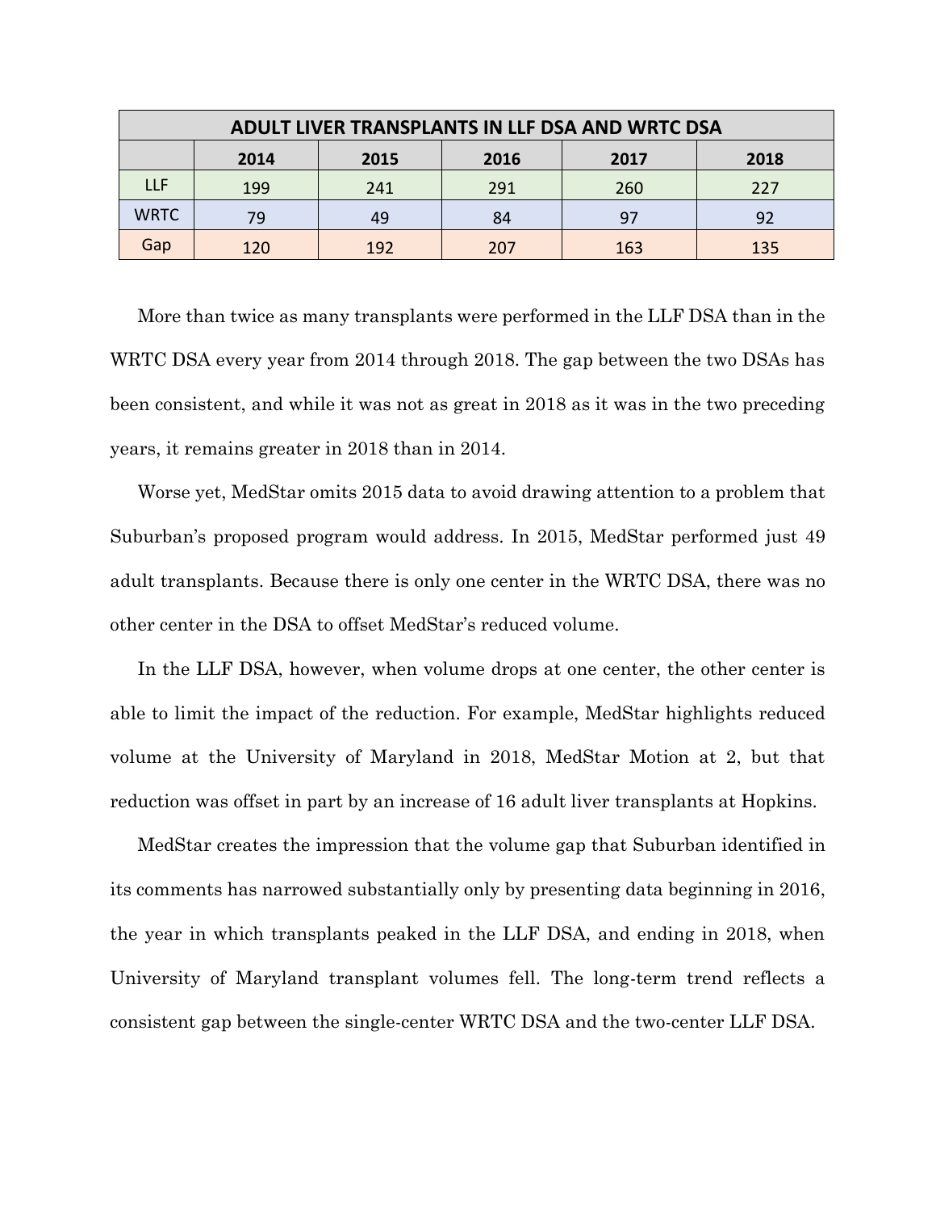| ADULT LIVER TRANSPLANTS IN LLF DSA AND WRTC DSA | | | | | |
|---|---|---|---|---|---|
| | 2014 | 2015 | 2016 | 2017 | 2018 |
| LLF | 199 | 241 | 291 | 260 | 227 |
| WRTC | 79 | 49 | 84 | 97 | 92 |
| Gap | 120 | 192 | 207 | 163 | 135 |

More than twice as many transplants were performed in the LLF DSA than in the WRTC DSA every year from 2014 through 2018. The gap between the two DSAs has been consistent, and while it was not as great in 2018 as it was in the two preceding years, it remains greater in 2018 than in 2014.

Worse yet, MedStar omits 2015 data to avoid drawing attention to a problem that Suburban's proposed program would address. In 2015, MedStar performed just 49 adult transplants. Because there is only one center in the WRTC DSA, there was no other center in the DSA to offset MedStar's reduced volume.

In the LLF DSA, however, when volume drops at one center, the other center is able to limit the impact of the reduction. For example, MedStar highlights reduced volume at the University of Maryland in 2018, MedStar Motion at 2, but that reduction was offset in part by an increase of 16 adult liver transplants at Hopkins.

MedStar creates the impression that the volume gap that Suburban identified in its comments has narrowed substantially only by presenting data beginning in 2016, the year in which transplants peaked in the LLF DSA, and ending in 2018, when University of Maryland transplant volumes fell. The long-term trend reflects a consistent gap between the single-center WRTC DSA and the two-center LLF DSA.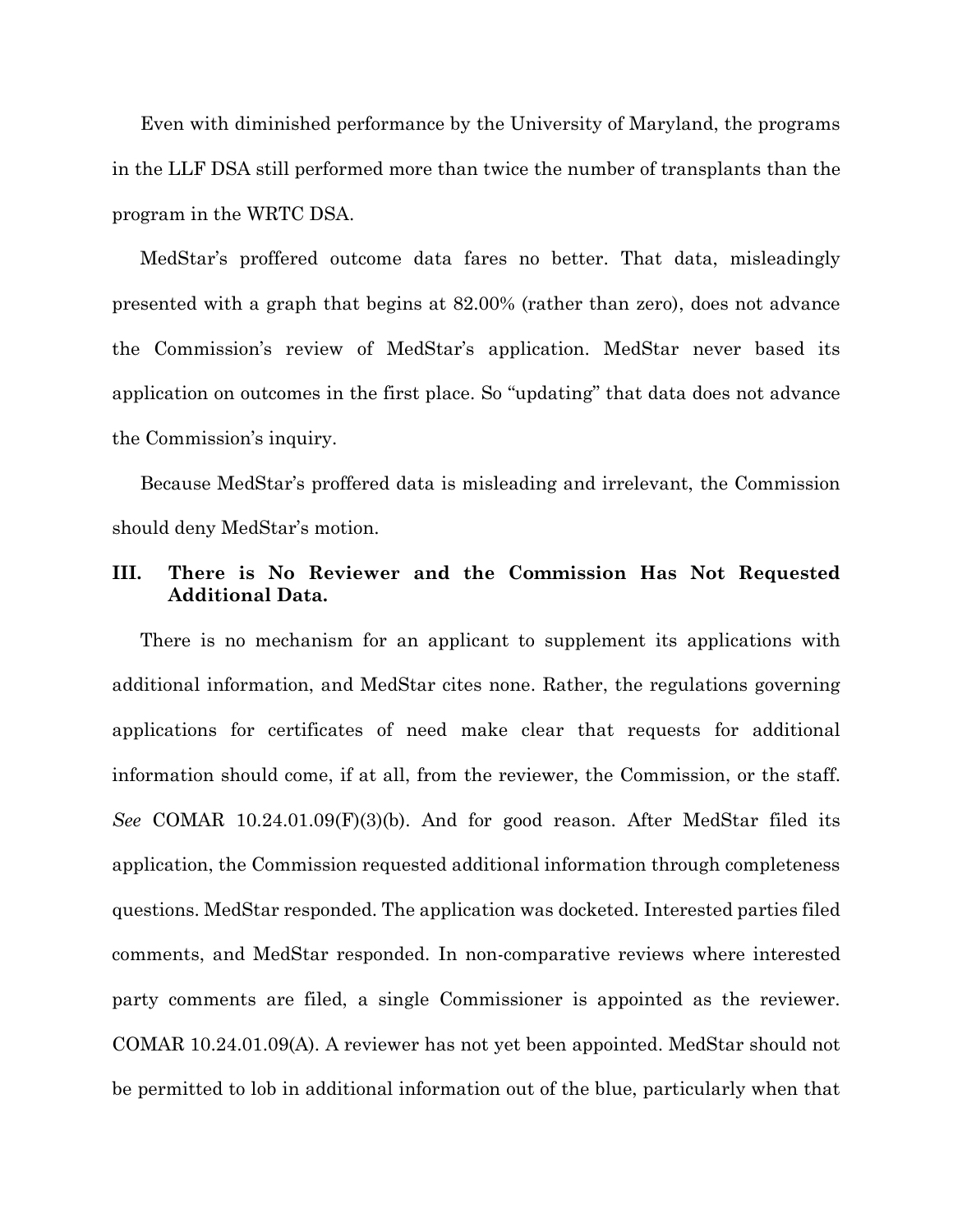Even with diminished performance by the University of Maryland, the programs in the LLF DSA still performed more than twice the number of transplants than the program in the WRTC DSA.

MedStar's proffered outcome data fares no better. That data, misleadingly presented with a graph that begins at 82.00% (rather than zero), does not advance the Commission's review of MedStar's application. MedStar never based its application on outcomes in the first place. So "updating" that data does not advance the Commission's inquiry.

Because MedStar's proffered data is misleading and irrelevant, the Commission should deny MedStar's motion.

## III. There is No Reviewer and the Commission Has Not Requested Additional Data.

There is no mechanism for an applicant to supplement its applications with additional information, and MedStar cites none. Rather, the regulations governing applications for certificates of need make clear that requests for additional information should come, if at all, from the reviewer, the Commission, or the staff. *See* COMAR 10.24.01.09(F)(3)(b). And for good reason. After MedStar filed its application, the Commission requested additional information through completeness questions. MedStar responded. The application was docketed. Interested parties filed comments, and MedStar responded. In non-comparative reviews where interested party comments are filed, a single Commissioner is appointed as the reviewer. COMAR 10.24.01.09(A). A reviewer has not yet been appointed. MedStar should not be permitted to lob in additional information out of the blue, particularly when that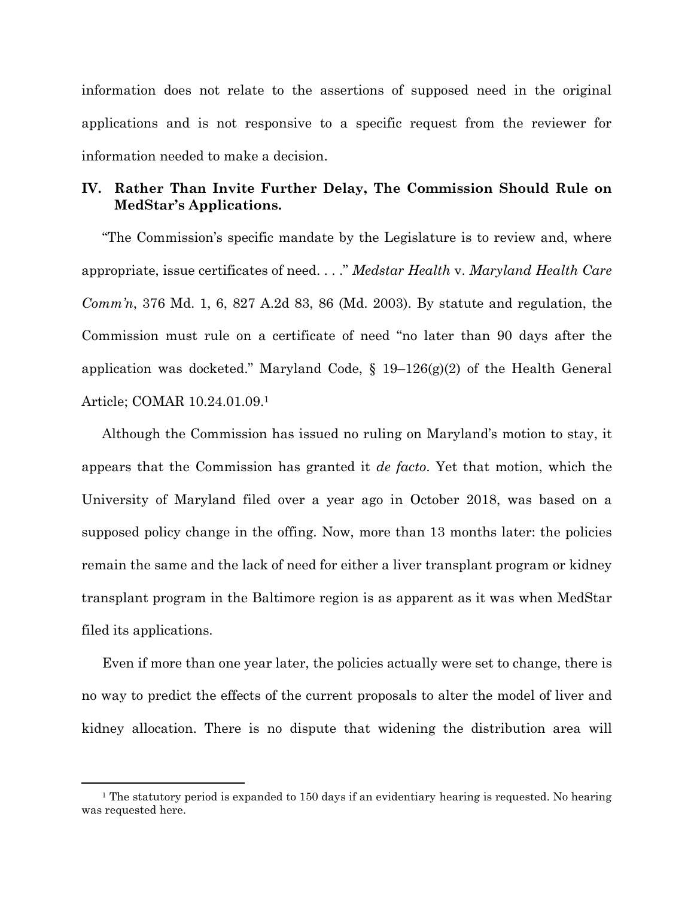information does not relate to the assertions of supposed need in the original applications and is not responsive to a specific request from the reviewer for information needed to make a decision.

## IV. Rather Than Invite Further Delay, The Commission Should Rule on MedStar's Applications.

"The Commission's specific mandate by the Legislature is to review and, where appropriate, issue certificates of need. . . ." *Medstar Health* v. *Maryland Health Care Comm'n*, 376 Md. 1, 6, 827 A.2d 83, 86 (Md. 2003). By statute and regulation, the Commission must rule on a certificate of need "no later than 90 days after the application was docketed." Maryland Code, § 19–126(g)(2) of the Health General Article; COMAR 10.24.01.09.[1]

Although the Commission has issued no ruling on Maryland's motion to stay, it appears that the Commission has granted it *de facto*. Yet that motion, which the University of Maryland filed over a year ago in October 2018, was based on a supposed policy change in the offing. Now, more than 13 months later: the policies remain the same and the lack of need for either a liver transplant program or kidney transplant program in the Baltimore region is as apparent as it was when MedStar filed its applications.

Even if more than one year later, the policies actually were set to change, there is no way to predict the effects of the current proposals to alter the model of liver and kidney allocation. There is no dispute that widening the distribution area will

[1] The statutory period is expanded to 150 days if an evidentiary hearing is requested. No hearing was requested here.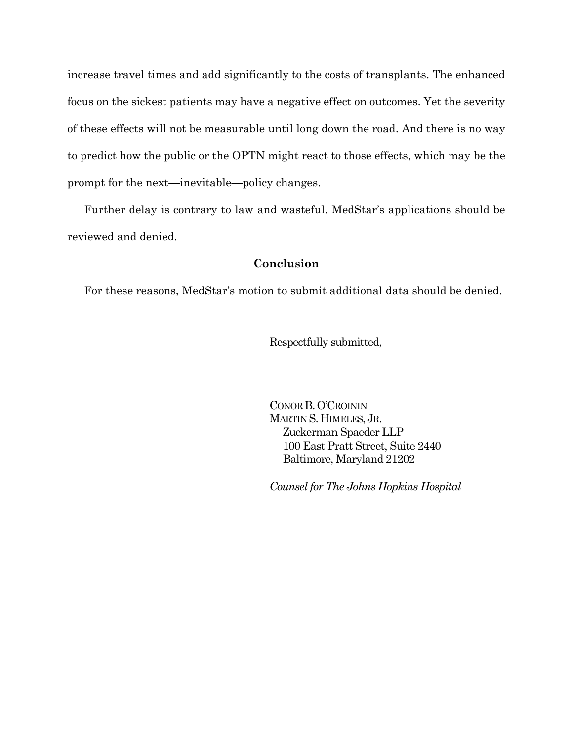increase travel times and add significantly to the costs of transplants. The enhanced focus on the sickest patients may have a negative effect on outcomes. Yet the severity of these effects will not be measurable until long down the road. And there is no way to predict how the public or the OPTN might react to those effects, which may be the prompt for the next—inevitable—policy changes.

Further delay is contrary to law and wasteful. MedStar's applications should be reviewed and denied.

## Conclusion

For these reasons, MedStar's motion to submit additional data should be denied.

Respectfully submitted,

\_\_\_\_\_\_\_\_\_\_\_\_\_\_\_\_\_\_\_\_\_\_\_\_\_\_\_\_\_\_

CONOR B. O'CROININ
MARTIN S. HIMELES, JR.
Zuckerman Spaeder LLP
100 East Pratt Street, Suite 2440
Baltimore, Maryland 21202

*Counsel for The Johns Hopkins Hospital*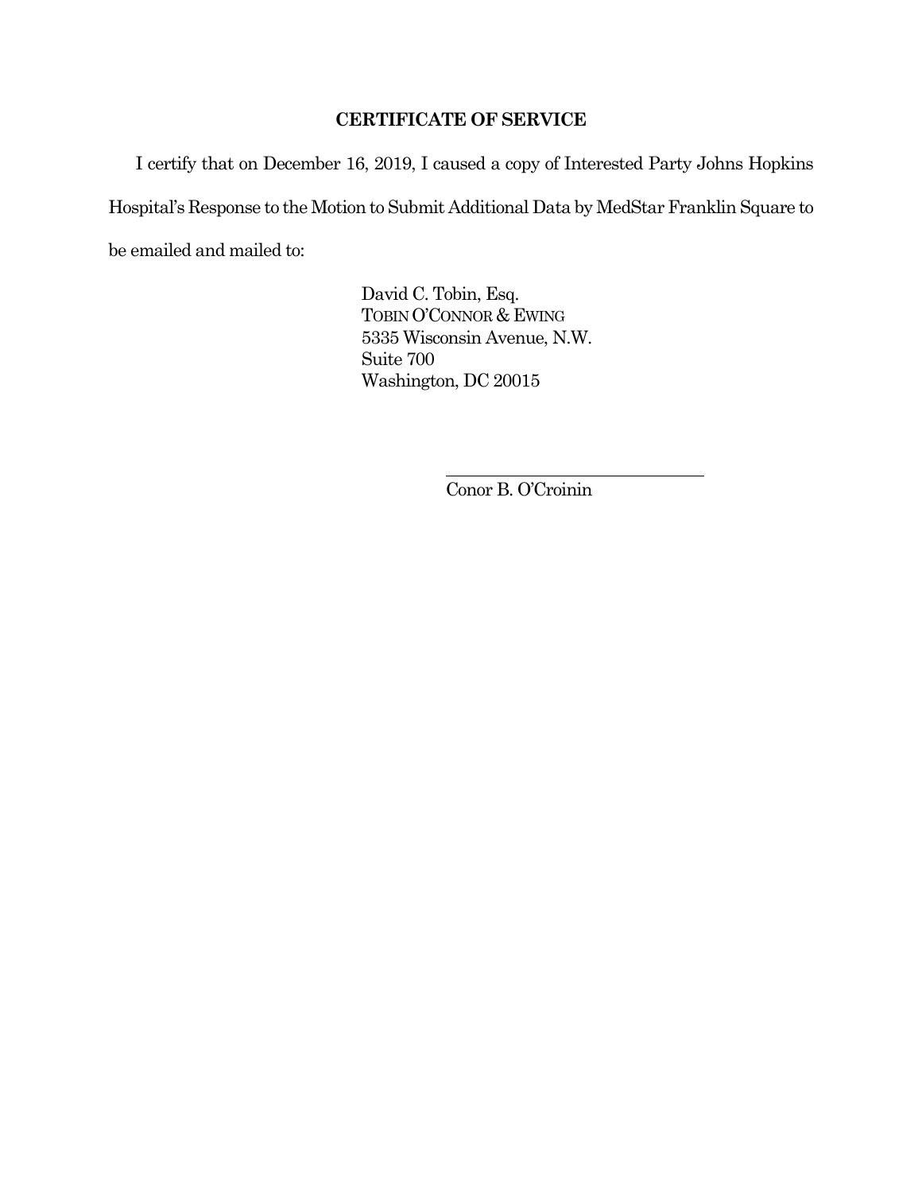**CERTIFICATE OF SERVICE**

I certify that on December 16, 2019, I caused a copy of Interested Party Johns Hopkins Hospital's Response to the Motion to Submit Additional Data by MedStar Franklin Square to be emailed and mailed to:

David C. Tobin, Esq.
TOBIN O'CONNOR & EWING
5335 Wisconsin Avenue, N.W.
Suite 700
Washington, DC 20015

\_\_\_\_\_\_\_\_\_\_\_\_\_\_\_\_\_\_\_\_\_\_\_\_\_\_\_\_
Conor B. O'Croinin